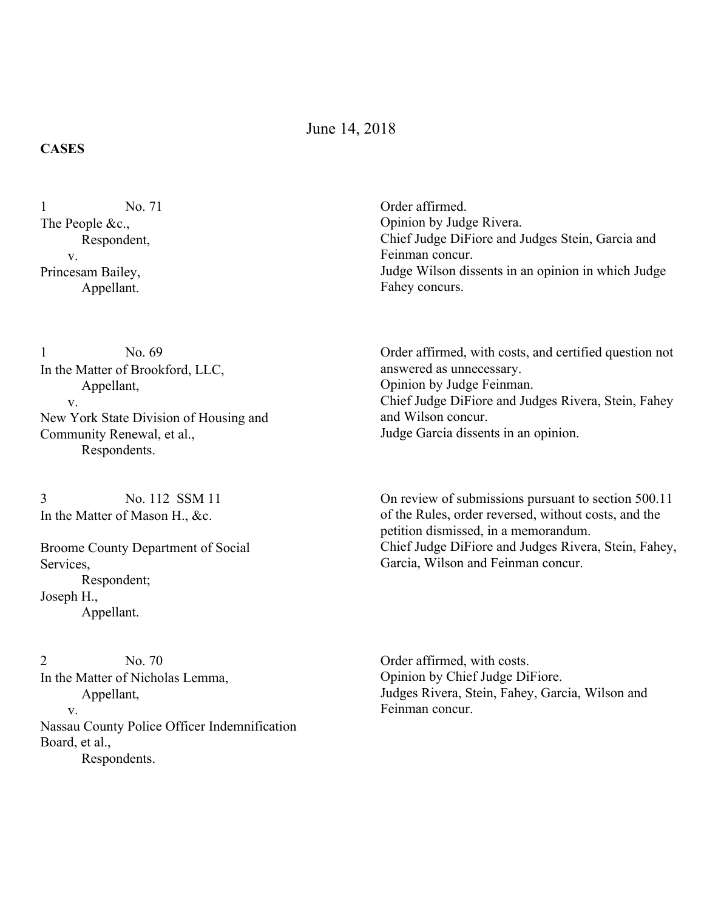June 14, 2018

**CASES**

| | |
|---|---|
| 1 No. 71<br>The People &c.,<br>Respondent,<br>v.<br>Princesam Bailey,<br>Appellant. | Order affirmed.<br>Opinion by Judge Rivera.<br>Chief Judge DiFiore and Judges Stein, Garcia and Feinman concur.<br>Judge Wilson dissents in an opinion in which Judge Fahey concurs. |
| 1 No. 69<br>In the Matter of Brookford, LLC,<br>Appellant,<br>v.<br>New York State Division of Housing and Community Renewal, et al.,<br>Respondents. | Order affirmed, with costs, and certified question not answered as unnecessary.<br>Opinion by Judge Feinman.<br>Chief Judge DiFiore and Judges Rivera, Stein, Fahey and Wilson concur.<br>Judge Garcia dissents in an opinion. |
| 3 No. 112 SSM 11<br>In the Matter of Mason H., &c.<br><br>Broome County Department of Social Services,<br>Respondent;<br>Joseph H.,<br>Appellant. | On review of submissions pursuant to section 500.11 of the Rules, order reversed, without costs, and the petition dismissed, in a memorandum.<br>Chief Judge DiFiore and Judges Rivera, Stein, Fahey, Garcia, Wilson and Feinman concur. |
| 2 No. 70<br>In the Matter of Nicholas Lemma,<br>Appellant,<br>v.<br>Nassau County Police Officer Indemnification Board, et al.,<br>Respondents. | Order affirmed, with costs.<br>Opinion by Chief Judge DiFiore.<br>Judges Rivera, Stein, Fahey, Garcia, Wilson and Feinman concur. |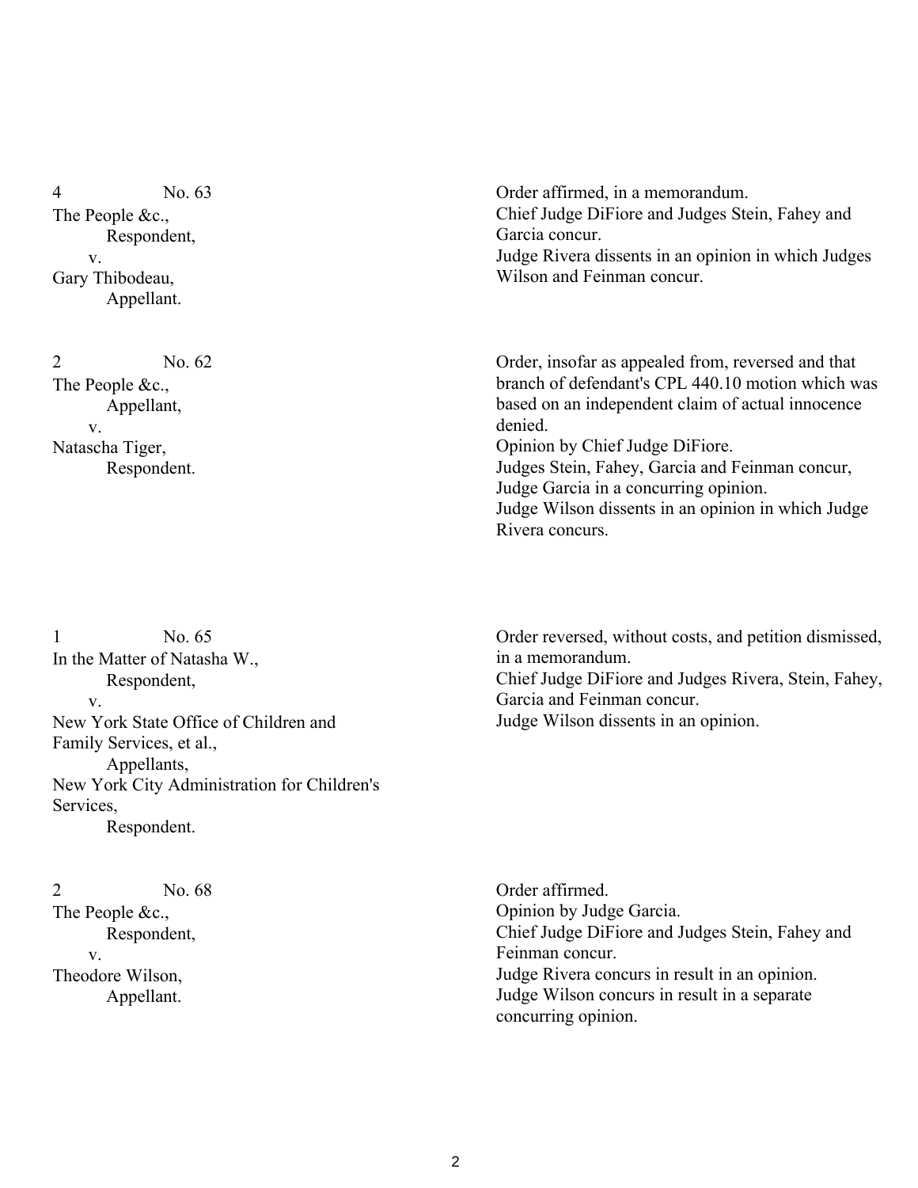| | |
|---|---|
| 4 No. 63<br>The People &c.,<br>Respondent,<br>v.<br>Gary Thibodeau,<br>Appellant. | Order affirmed, in a memorandum.<br>Chief Judge DiFiore and Judges Stein, Fahey and Garcia concur.<br>Judge Rivera dissents in an opinion in which Judges Wilson and Feinman concur. |
| 2 No. 62<br>The People &c.,<br>Appellant,<br>v.<br>Natascha Tiger,<br>Respondent. | Order, insofar as appealed from, reversed and that branch of defendant's CPL 440.10 motion which was based on an independent claim of actual innocence denied.<br>Opinion by Chief Judge DiFiore.<br>Judges Stein, Fahey, Garcia and Feinman concur, Judge Garcia in a concurring opinion.<br>Judge Wilson dissents in an opinion in which Judge Rivera concurs. |
| 1 No. 65<br>In the Matter of Natasha W.,<br>Respondent,<br>v.<br>New York State Office of Children and Family Services, et al.,<br>Appellants,<br>New York City Administration for Children's Services,<br>Respondent. | Order reversed, without costs, and petition dismissed, in a memorandum.<br>Chief Judge DiFiore and Judges Rivera, Stein, Fahey, Garcia and Feinman concur.<br>Judge Wilson dissents in an opinion. |
| 2 No. 68<br>The People &c.,<br>Respondent,<br>v.<br>Theodore Wilson,<br>Appellant. | Order affirmed.<br>Opinion by Judge Garcia.<br>Chief Judge DiFiore and Judges Stein, Fahey and Feinman concur.<br>Judge Rivera concurs in result in an opinion.<br>Judge Wilson concurs in result in a separate concurring opinion. |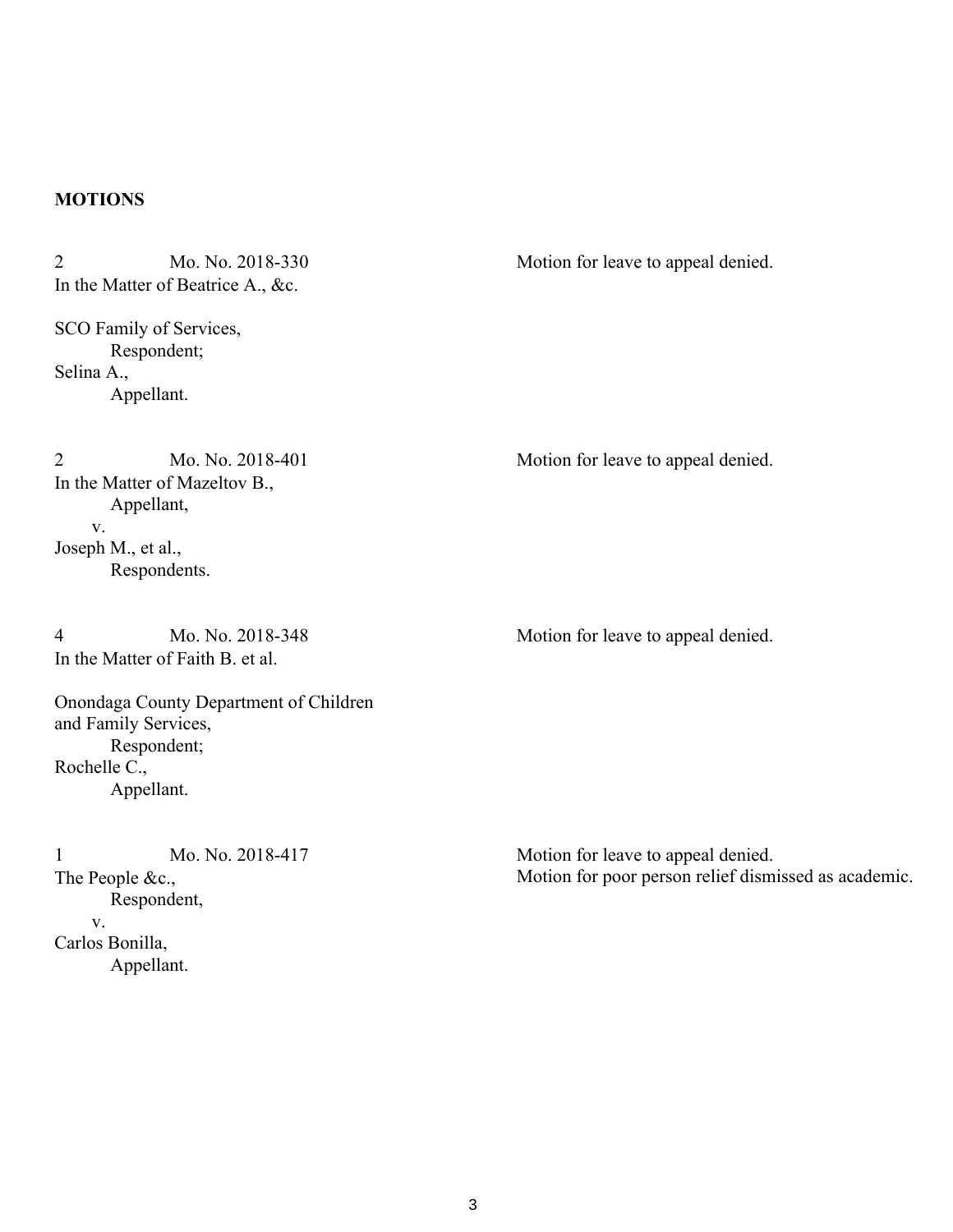**MOTIONS**

2 Mo. No. 2018-330
In the Matter of Beatrice A., &c.

SCO Family of Services,
Respondent;
Selina A.,
Appellant.

Motion for leave to appeal denied.

2 Mo. No. 2018-401
In the Matter of Mazeltov B.,
Appellant,
v.
Joseph M., et al.,
Respondents.

Motion for leave to appeal denied.

4 Mo. No. 2018-348
In the Matter of Faith B. et al.

Onondaga County Department of Children and Family Services,
Respondent;
Rochelle C.,
Appellant.

Motion for leave to appeal denied.

1 Mo. No. 2018-417
The People &c.,
Respondent,
v.
Carlos Bonilla,
Appellant.

Motion for leave to appeal denied.
Motion for poor person relief dismissed as academic.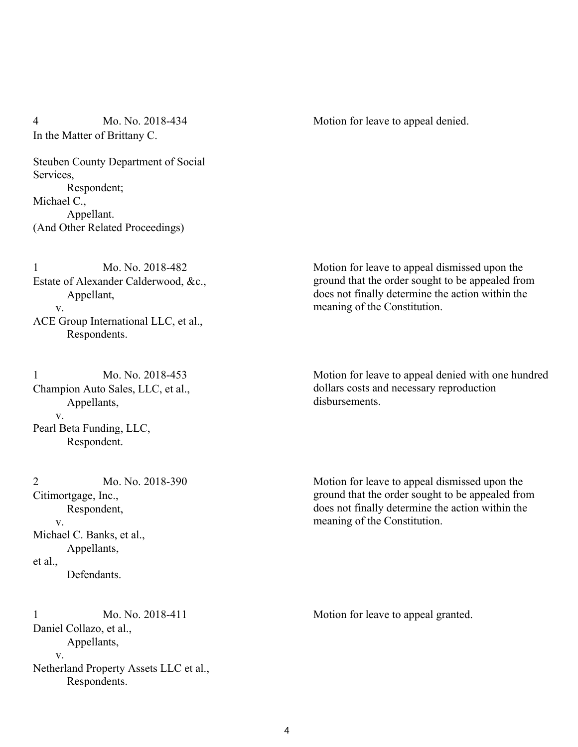4 Mo. No. 2018-434
In the Matter of Brittany C.

Steuben County Department of Social Services,
Respondent;
Michael C.,
Appellant.
(And Other Related Proceedings)

Motion for leave to appeal denied.

1 Mo. No. 2018-482
Estate of Alexander Calderwood, &c.,
Appellant,
v.
ACE Group International LLC, et al.,
Respondents.

Motion for leave to appeal dismissed upon the ground that the order sought to be appealed from does not finally determine the action within the meaning of the Constitution.

1 Mo. No. 2018-453
Champion Auto Sales, LLC, et al.,
Appellants,
v.
Pearl Beta Funding, LLC,
Respondent.

Motion for leave to appeal denied with one hundred dollars costs and necessary reproduction disbursements.

2 Mo. No. 2018-390
Citimortgage, Inc.,
Respondent,
v.
Michael C. Banks, et al.,
Appellants,
et al.,
Defendants.

Motion for leave to appeal dismissed upon the ground that the order sought to be appealed from does not finally determine the action within the meaning of the Constitution.

1 Mo. No. 2018-411
Daniel Collazo, et al.,
Appellants,
v.
Netherland Property Assets LLC et al.,
Respondents.

Motion for leave to appeal granted.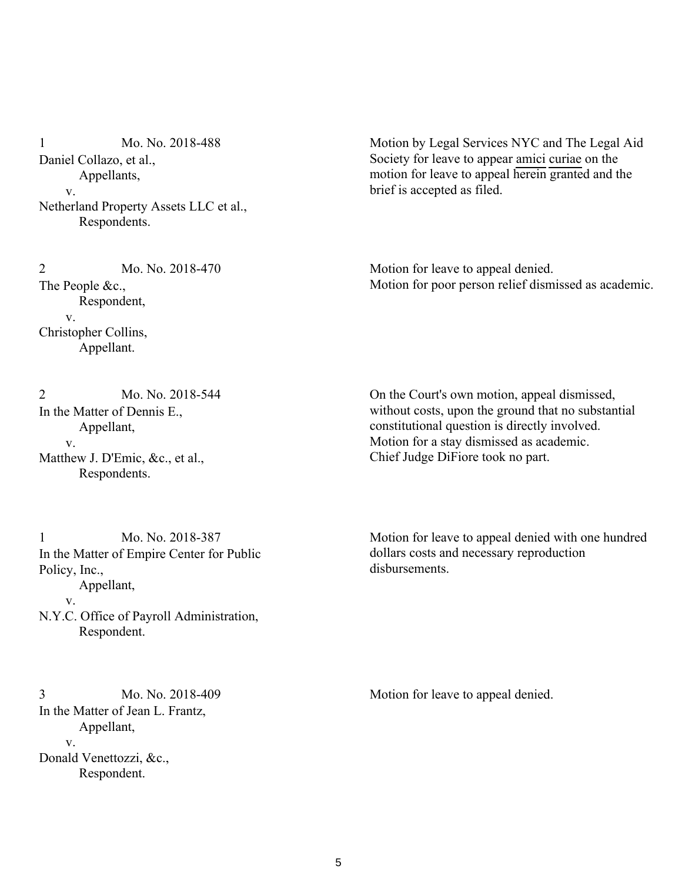1 Mo. No. 2018-488
Daniel Collazo, et al.,
Appellants,
v.
Netherland Property Assets LLC et al.,
Respondents.

Motion by Legal Services NYC and The Legal Aid Society for leave to appear amici curiae on the motion for leave to appeal herein granted and the brief is accepted as filed.

2 Mo. No. 2018-470
The People &c.,
Respondent,
v.
Christopher Collins,
Appellant.

Motion for leave to appeal denied.
Motion for poor person relief dismissed as academic.

2 Mo. No. 2018-544
In the Matter of Dennis E.,
Appellant,
v.
Matthew J. D'Emic, &c., et al.,
Respondents.

On the Court's own motion, appeal dismissed, without costs, upon the ground that no substantial constitutional question is directly involved.
Motion for a stay dismissed as academic.
Chief Judge DiFiore took no part.

1 Mo. No. 2018-387
In the Matter of Empire Center for Public Policy, Inc.,
Appellant,
v.
N.Y.C. Office of Payroll Administration,
Respondent.

Motion for leave to appeal denied with one hundred dollars costs and necessary reproduction disbursements.

3 Mo. No. 2018-409
In the Matter of Jean L. Frantz,
Appellant,
v.
Donald Venettozzi, &c.,
Respondent.

Motion for leave to appeal denied.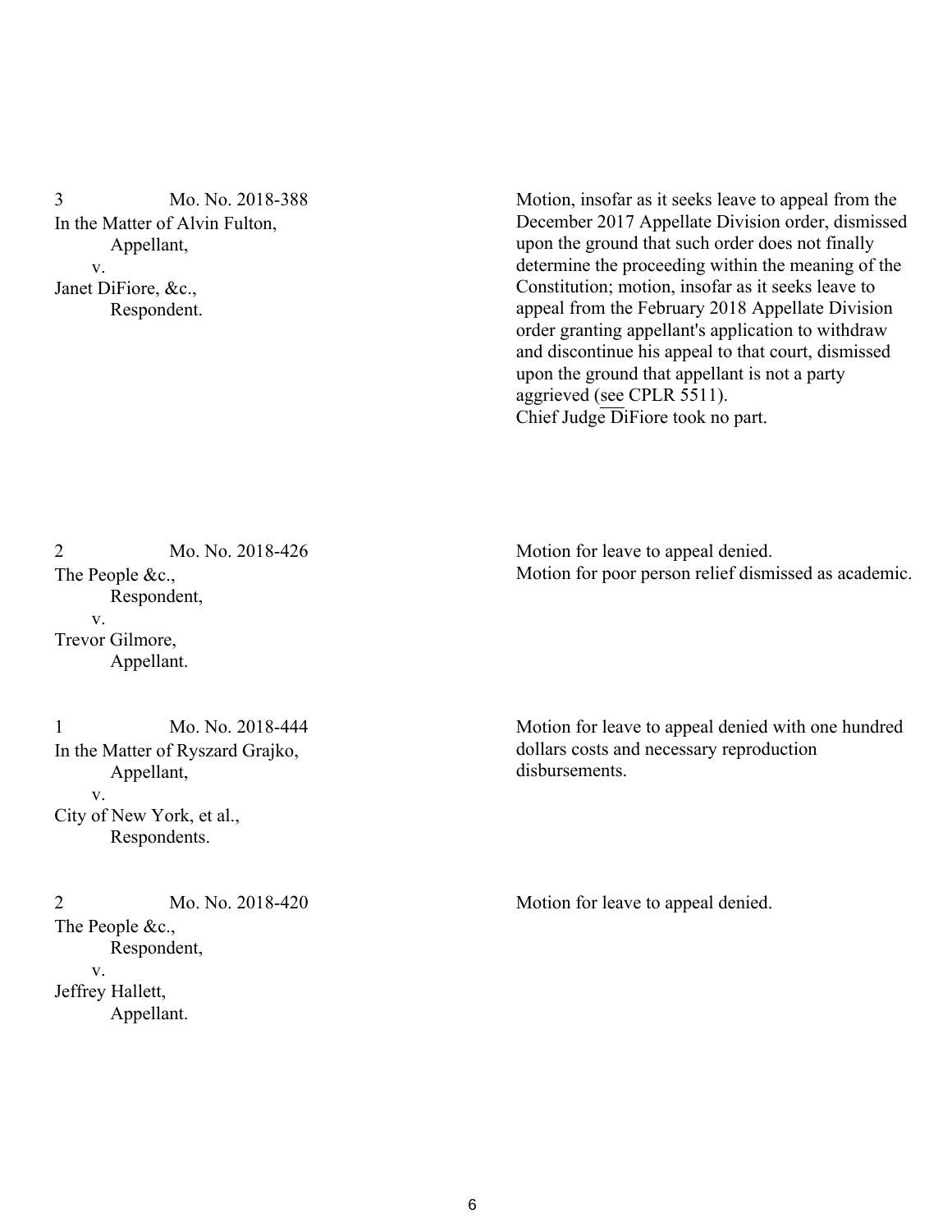3 Mo. No. 2018-388
In the Matter of Alvin Fulton,
Appellant,
v.
Janet DiFiore, &c.,
Respondent.

Motion, insofar as it seeks leave to appeal from the December 2017 Appellate Division order, dismissed upon the ground that such order does not finally determine the proceeding within the meaning of the Constitution; motion, insofar as it seeks leave to appeal from the February 2018 Appellate Division order granting appellant's application to withdraw and discontinue his appeal to that court, dismissed upon the ground that appellant is not a party aggrieved (see CPLR 5511).
Chief Judge DiFiore took no part.

2 Mo. No. 2018-426
The People &c.,
Respondent,
v.
Trevor Gilmore,
Appellant.

Motion for leave to appeal denied.
Motion for poor person relief dismissed as academic.

1 Mo. No. 2018-444
In the Matter of Ryszard Grajko,
Appellant,
v.
City of New York, et al.,
Respondents.

Motion for leave to appeal denied with one hundred dollars costs and necessary reproduction disbursements.

2 Mo. No. 2018-420
The People &c.,
Respondent,
v.
Jeffrey Hallett,
Appellant.

Motion for leave to appeal denied.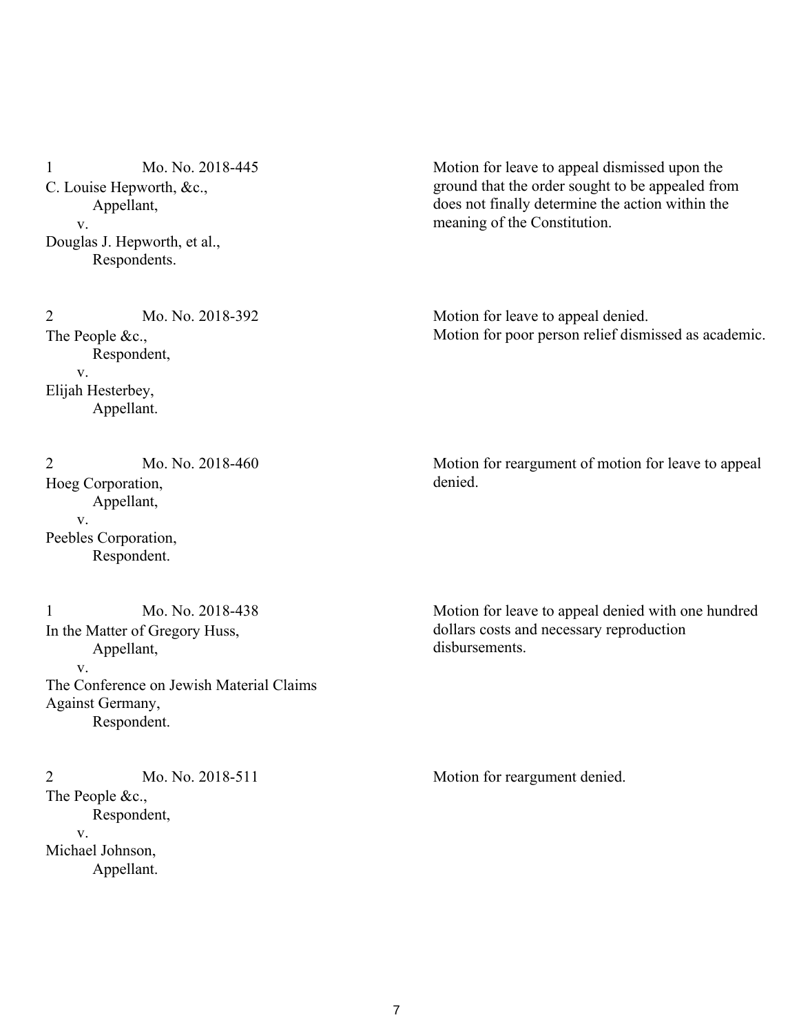1 Mo. No. 2018-445
C. Louise Hepworth, &c.,
Appellant,
v.
Douglas J. Hepworth, et al.,
Respondents.

Motion for leave to appeal dismissed upon the ground that the order sought to be appealed from does not finally determine the action within the meaning of the Constitution.

2 Mo. No. 2018-392
The People &c.,
Respondent,
v.
Elijah Hesterbey,
Appellant.

Motion for leave to appeal denied.
Motion for poor person relief dismissed as academic.

2 Mo. No. 2018-460
Hoeg Corporation,
Appellant,
v.
Peebles Corporation,
Respondent.

Motion for reargument of motion for leave to appeal denied.

1 Mo. No. 2018-438
In the Matter of Gregory Huss,
Appellant,
v.
The Conference on Jewish Material Claims Against Germany,
Respondent.

Motion for leave to appeal denied with one hundred dollars costs and necessary reproduction disbursements.

2 Mo. No. 2018-511
The People &c.,
Respondent,
v.
Michael Johnson,
Appellant.

Motion for reargument denied.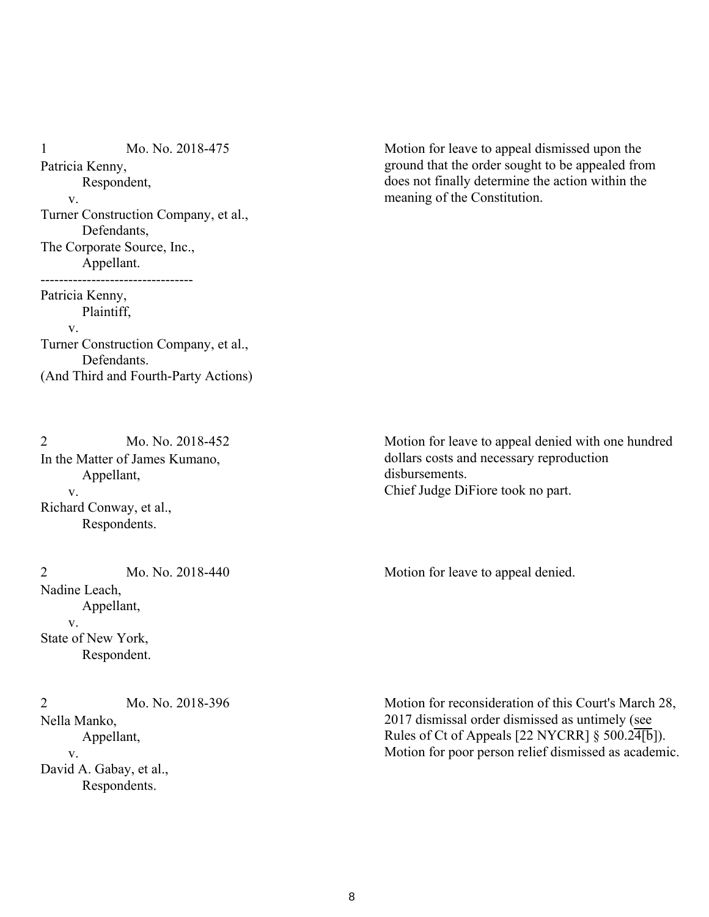1 Mo. No. 2018-475
Patricia Kenny,
Respondent,
v.
Turner Construction Company, et al.,
Defendants,
The Corporate Source, Inc.,
Appellant.
---------------------------------
Patricia Kenny,
Plaintiff,
v.
Turner Construction Company, et al.,
Defendants.
(And Third and Fourth-Party Actions)

Motion for leave to appeal dismissed upon the ground that the order sought to be appealed from does not finally determine the action within the meaning of the Constitution.

2 Mo. No. 2018-452
In the Matter of James Kumano,
Appellant,
v.
Richard Conway, et al.,
Respondents.

Motion for leave to appeal denied with one hundred dollars costs and necessary reproduction disbursements.
Chief Judge DiFiore took no part.

2 Mo. No. 2018-440
Nadine Leach,
Appellant,
v.
State of New York,
Respondent.

Motion for leave to appeal denied.

2 Mo. No. 2018-396
Nella Manko,
Appellant,
v.
David A. Gabay, et al.,
Respondents.

Motion for reconsideration of this Court's March 28, 2017 dismissal order dismissed as untimely (see Rules of Ct of Appeals [22 NYCRR] § 500.24[b]).
Motion for poor person relief dismissed as academic.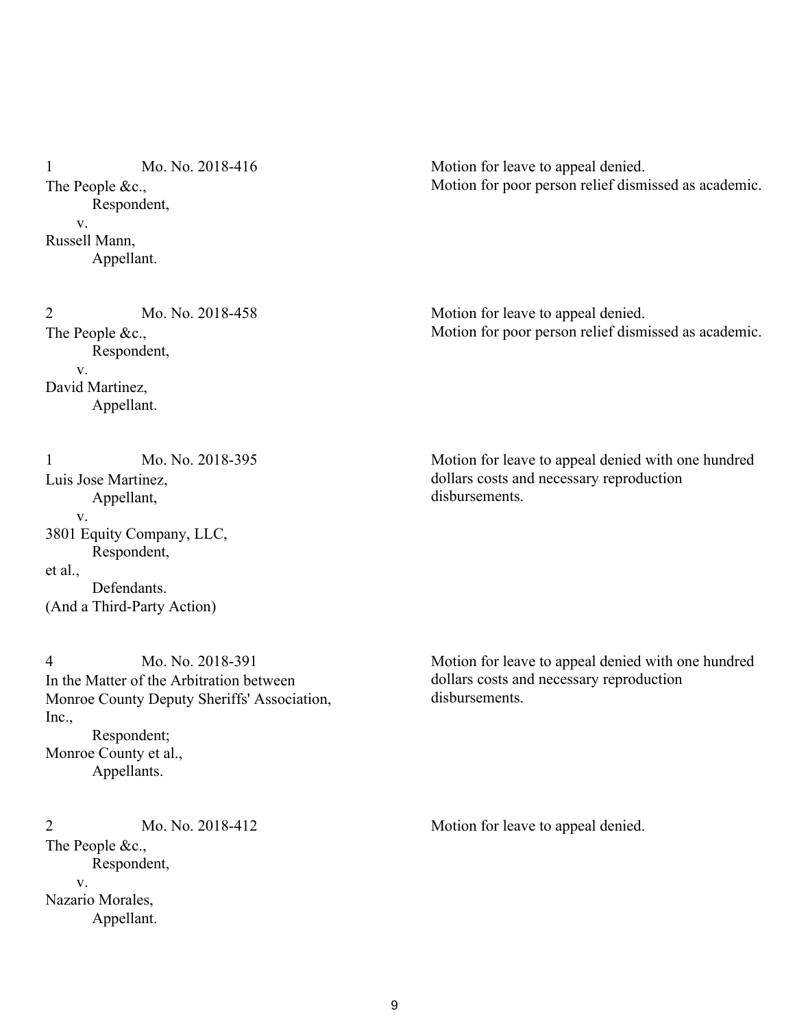1 Mo. No. 2018-416
The People &c.,
Respondent,
v.
Russell Mann,
Appellant.

Motion for leave to appeal denied.
Motion for poor person relief dismissed as academic.

2 Mo. No. 2018-458
The People &c.,
Respondent,
v.
David Martinez,
Appellant.

Motion for leave to appeal denied.
Motion for poor person relief dismissed as academic.

1 Mo. No. 2018-395
Luis Jose Martinez,
Appellant,
v.
3801 Equity Company, LLC,
Respondent,
et al.,
Defendants.
(And a Third-Party Action)

Motion for leave to appeal denied with one hundred dollars costs and necessary reproduction disbursements.

4 Mo. No. 2018-391
In the Matter of the Arbitration between
Monroe County Deputy Sheriffs' Association, Inc.,
Respondent;
Monroe County et al.,
Appellants.

Motion for leave to appeal denied with one hundred dollars costs and necessary reproduction disbursements.

2 Mo. No. 2018-412
The People &c.,
Respondent,
v.
Nazario Morales,
Appellant.

Motion for leave to appeal denied.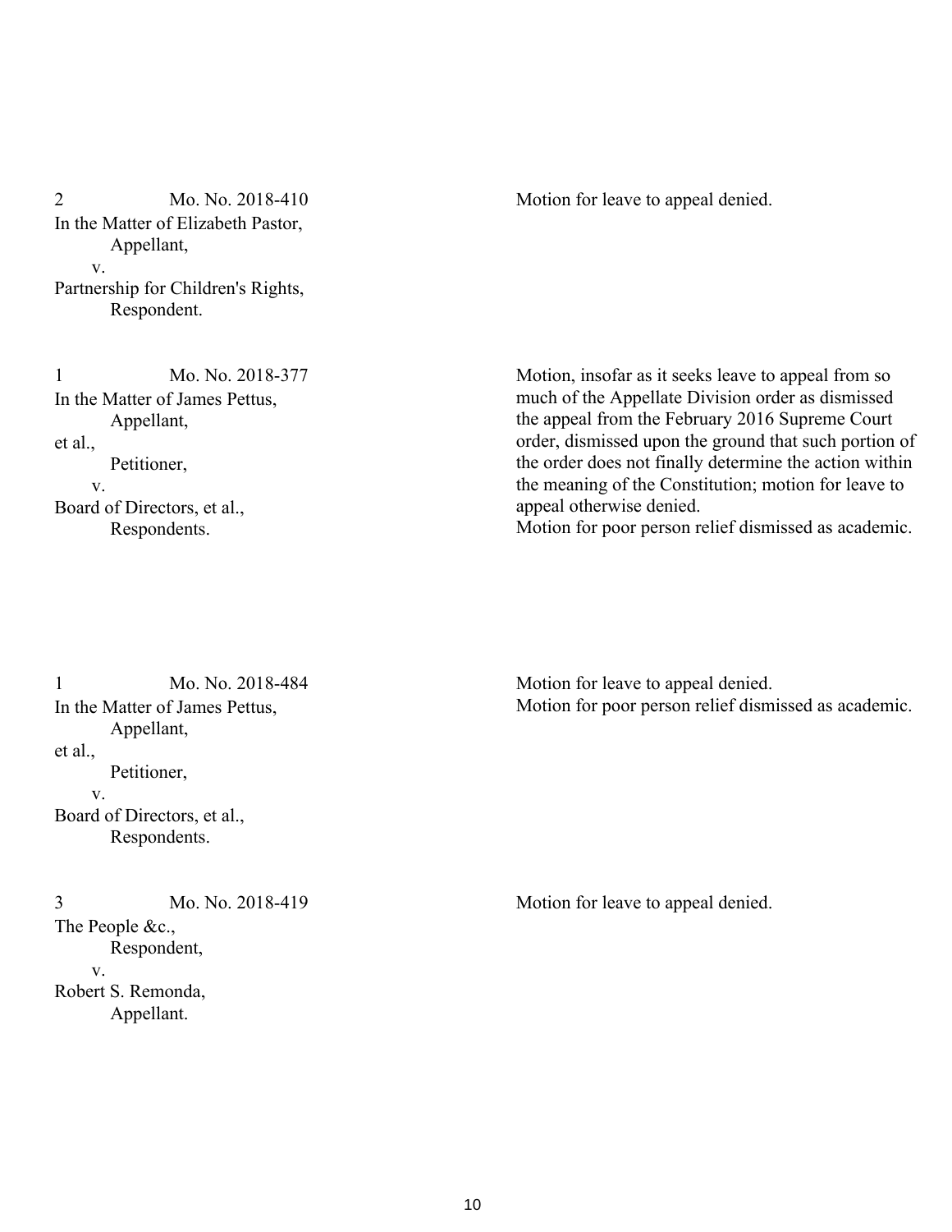| | |
|---|---|
| 2 Mo. No. 2018-410<br>In the Matter of Elizabeth Pastor,<br>Appellant,<br>v.<br>Partnership for Children's Rights,<br>Respondent. | Motion for leave to appeal denied. |
| 1 Mo. No. 2018-377<br>In the Matter of James Pettus,<br>Appellant,<br>et al.,<br>Petitioner,<br>v.<br>Board of Directors, et al.,<br>Respondents. | Motion, insofar as it seeks leave to appeal from so much of the Appellate Division order as dismissed the appeal from the February 2016 Supreme Court order, dismissed upon the ground that such portion of the order does not finally determine the action within the meaning of the Constitution; motion for leave to appeal otherwise denied.<br>Motion for poor person relief dismissed as academic. |
| 1 Mo. No. 2018-484<br>In the Matter of James Pettus,<br>Appellant,<br>et al.,<br>Petitioner,<br>v.<br>Board of Directors, et al.,<br>Respondents. | Motion for leave to appeal denied.<br>Motion for poor person relief dismissed as academic. |
| 3 Mo. No. 2018-419<br>The People &c.,<br>Respondent,<br>v.<br>Robert S. Remonda,<br>Appellant. | Motion for leave to appeal denied. |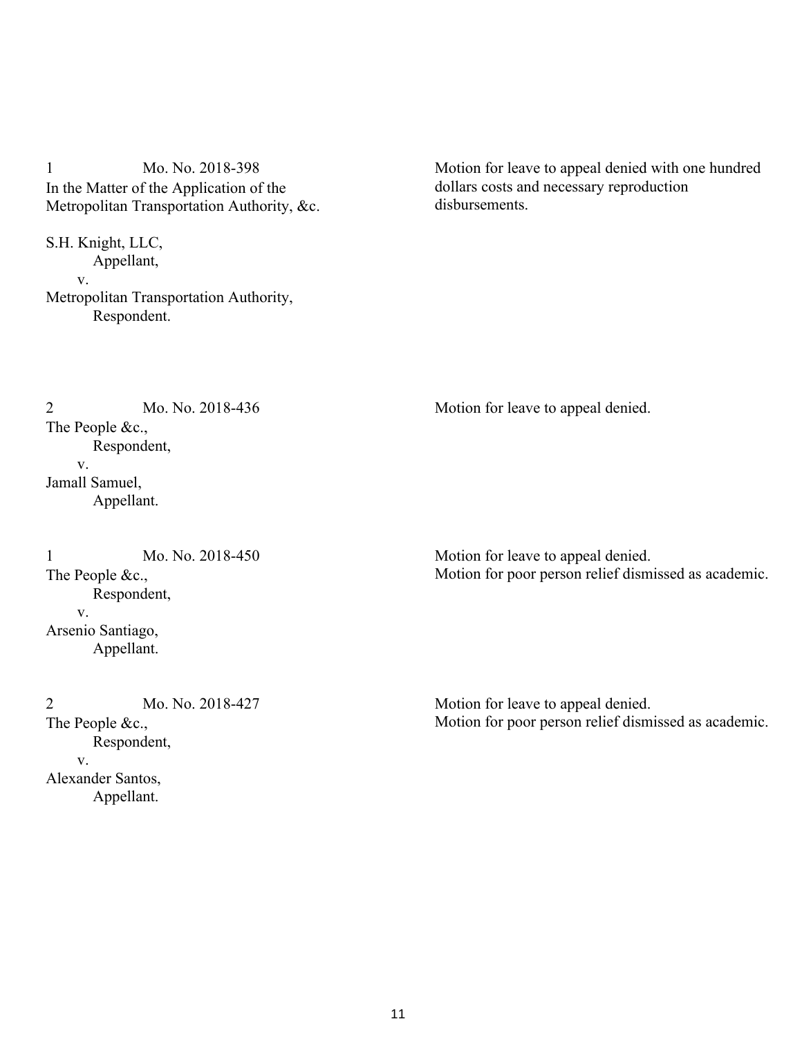1 Mo. No. 2018-398
In the Matter of the Application of the Metropolitan Transportation Authority, &c.

S.H. Knight, LLC,
Appellant,
v.
Metropolitan Transportation Authority,
Respondent.

Motion for leave to appeal denied with one hundred dollars costs and necessary reproduction disbursements.

2 Mo. No. 2018-436
The People &c.,
Respondent,
v.
Jamall Samuel,
Appellant.

Motion for leave to appeal denied.

1 Mo. No. 2018-450
The People &c.,
Respondent,
v.
Arsenio Santiago,
Appellant.

Motion for leave to appeal denied.
Motion for poor person relief dismissed as academic.

2 Mo. No. 2018-427
The People &c.,
Respondent,
v.
Alexander Santos,
Appellant.

Motion for leave to appeal denied.
Motion for poor person relief dismissed as academic.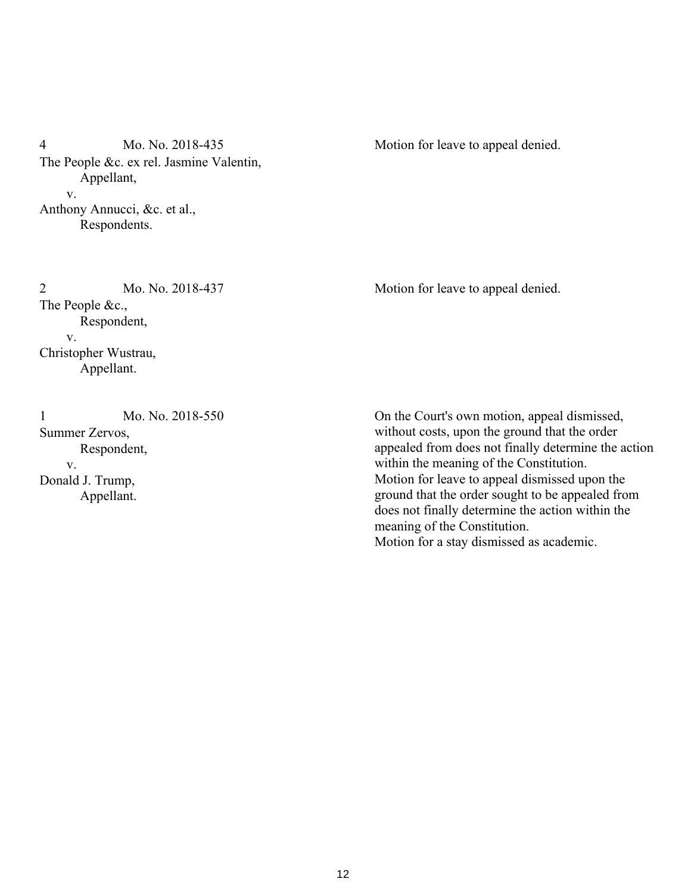4 Mo. No. 2018-435
The People &c. ex rel. Jasmine Valentin,
Appellant,
v.
Anthony Annucci, &c. et al.,
Respondents.

Motion for leave to appeal denied.

2 Mo. No. 2018-437
The People &c.,
Respondent,
v.
Christopher Wustrau,
Appellant.

Motion for leave to appeal denied.

1 Mo. No. 2018-550
Summer Zervos,
Respondent,
v.
Donald J. Trump,
Appellant.

On the Court's own motion, appeal dismissed, without costs, upon the ground that the order appealed from does not finally determine the action within the meaning of the Constitution.
Motion for leave to appeal dismissed upon the ground that the order sought to be appealed from does not finally determine the action within the meaning of the Constitution.
Motion for a stay dismissed as academic.